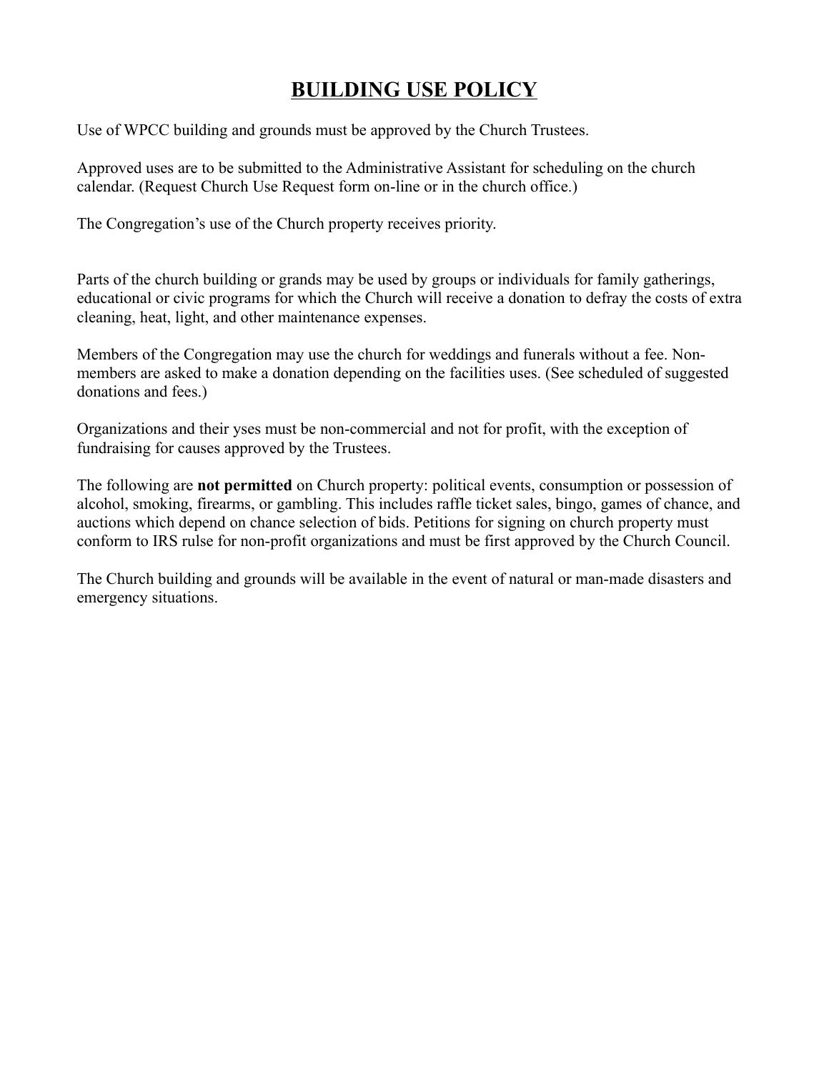# BUILDING USE POLICY

Use of WPCC building and grounds must be approved by the Church Trustees.

Approved uses are to be submitted to the Administrative Assistant for scheduling on the church calendar. (Request Church Use Request form on-line or in the church office.)

The Congregation's use of the Church property receives priority.

Parts of the church building or grands may be used by groups or individuals for family gatherings, educational or civic programs for which the Church will receive a donation to defray the costs of extra cleaning, heat, light, and other maintenance expenses.

Members of the Congregation may use the church for weddings and funerals without a fee. Non-members are asked to make a donation depending on the facilities uses. (See scheduled of suggested donations and fees.)

Organizations and their yses must be non-commercial and not for profit, with the exception of fundraising for causes approved by the Trustees.

The following are **not permitted** on Church property: political events, consumption or possession of alcohol, smoking, firearms, or gambling. This includes raffle ticket sales, bingo, games of chance, and auctions which depend on chance selection of bids. Petitions for signing on church property must conform to IRS rulse for non-profit organizations and must be first approved by the Church Council.

The Church building and grounds will be available in the event of natural or man-made disasters and emergency situations.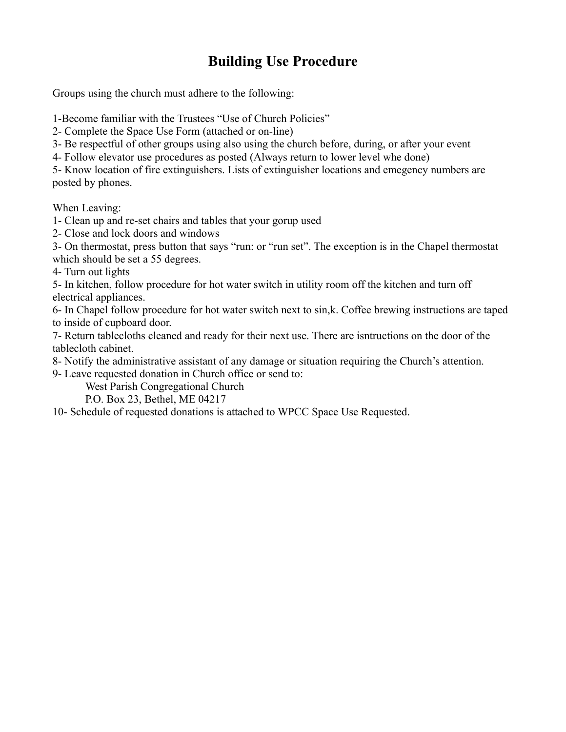# Building Use Procedure

Groups using the church must adhere to the following:

1-Become familiar with the Trustees “Use of Church Policies”
2- Complete the Space Use Form (attached or on-line)
3- Be respectful of other groups using also using the church before, during, or after your event
4- Follow elevator use procedures as posted (Always return to lower level whe done)
5- Know location of fire extinguishers. Lists of extinguisher locations and emegency numbers are posted by phones.

When Leaving:
1- Clean up and re-set chairs and tables that your gorup used
2- Close and lock doors and windows
3- On thermostat, press button that says “run: or “run set”. The exception is in the Chapel thermostat which should be set a 55 degrees.
4- Turn out lights
5- In kitchen, follow procedure for hot water switch in utility room off the kitchen and turn off electrical appliances.
6- In Chapel follow procedure for hot water switch next to sin,k. Coffee brewing instructions are taped to inside of cupboard door.
7- Return tablecloths cleaned and ready for their next use. There are isntructions on the door of the tablecloth cabinet.
8- Notify the administrative assistant of any damage or situation requiring the Church’s attention.
9- Leave requested donation in Church office or send to:
    West Parish Congregational Church
    P.O. Box 23, Bethel, ME 04217
10- Schedule of requested donations is attached to WPCC Space Use Requested.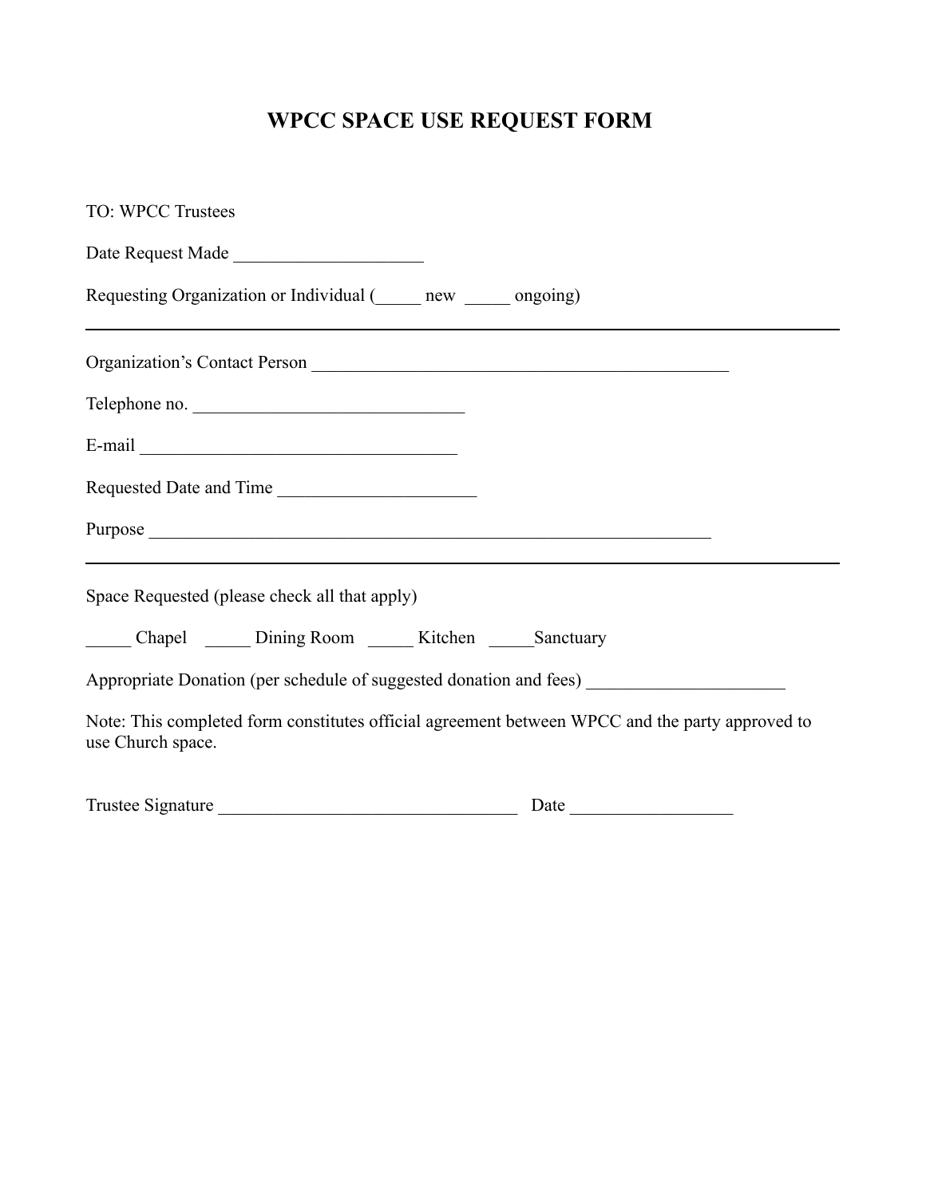# WPCC SPACE USE REQUEST FORM

TO: WPCC Trustees

Date Request Made ____________________

Requesting Organization or Individual (_____ new _____ ongoing)

---

Organization's Contact Person ____________________________________________

Telephone no. ______________________________

E-mail ___________________________________

Requested Date and Time _____________________

Purpose ____________________________________________________________

---

Space Requested (please check all that apply)

_____ Chapel _____ Dining Room _____ Kitchen _____Sanctuary

Appropriate Donation (per schedule of suggested donation and fees) _____________________

Note: This completed form constitutes official agreement between WPCC and the party approved to use Church space.

Trustee Signature _________________________________ Date _________________